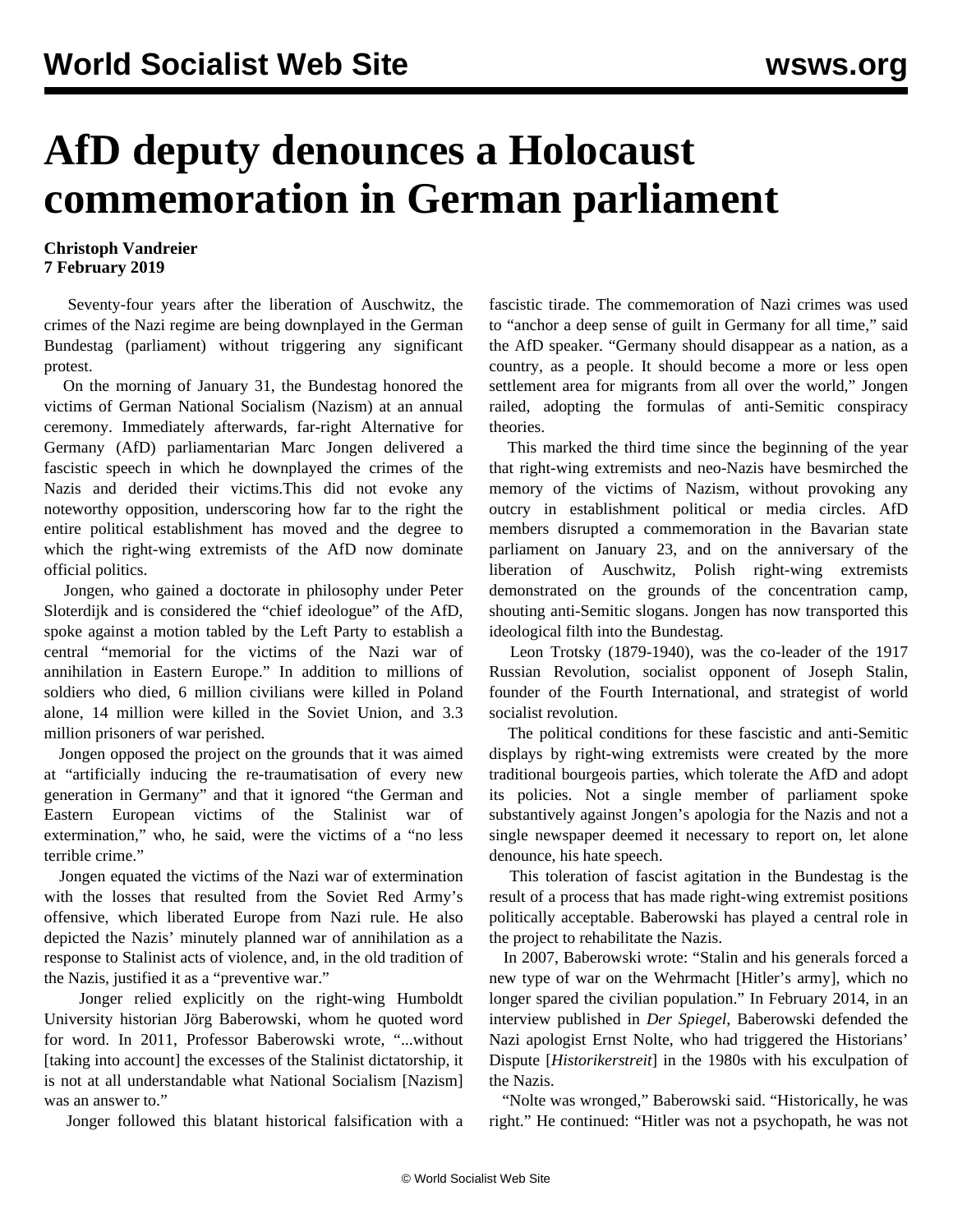# AfD deputy denounces a Holocaust commemoration in German parliament

**Christoph Vandreier**
**7 February 2019**

Seventy-four years after the liberation of Auschwitz, the crimes of the Nazi regime are being downplayed in the German Bundestag (parliament) without triggering any significant protest.

On the morning of January 31, the Bundestag honored the victims of German National Socialism (Nazism) at an annual ceremony. Immediately afterwards, far-right Alternative for Germany (AfD) parliamentarian Marc Jongen delivered a fascistic speech in which he downplayed the crimes of the Nazis and derided their victims.This did not evoke any noteworthy opposition, underscoring how far to the right the entire political establishment has moved and the degree to which the right-wing extremists of the AfD now dominate official politics.

Jongen, who gained a doctorate in philosophy under Peter Sloterdijk and is considered the "chief ideologue" of the AfD, spoke against a motion tabled by the Left Party to establish a central "memorial for the victims of the Nazi war of annihilation in Eastern Europe." In addition to millions of soldiers who died, 6 million civilians were killed in Poland alone, 14 million were killed in the Soviet Union, and 3.3 million prisoners of war perished.

Jongen opposed the project on the grounds that it was aimed at "artificially inducing the re-traumatisation of every new generation in Germany" and that it ignored "the German and Eastern European victims of the Stalinist war of extermination," who, he said, were the victims of a "no less terrible crime."

Jongen equated the victims of the Nazi war of extermination with the losses that resulted from the Soviet Red Army's offensive, which liberated Europe from Nazi rule. He also depicted the Nazis' minutely planned war of annihilation as a response to Stalinist acts of violence, and, in the old tradition of the Nazis, justified it as a "preventive war."

Jonger relied explicitly on the right-wing Humboldt University historian Jörg Baberowski, whom he quoted word for word. In 2011, Professor Baberowski wrote, "...without [taking into account] the excesses of the Stalinist dictatorship, it is not at all understandable what National Socialism [Nazism] was an answer to."

Jonger followed this blatant historical falsification with a fascistic tirade. The commemoration of Nazi crimes was used to "anchor a deep sense of guilt in Germany for all time," said the AfD speaker. "Germany should disappear as a nation, as a country, as a people. It should become a more or less open settlement area for migrants from all over the world," Jongen railed, adopting the formulas of anti-Semitic conspiracy theories.

This marked the third time since the beginning of the year that right-wing extremists and neo-Nazis have besmirched the memory of the victims of Nazism, without provoking any outcry in establishment political or media circles. AfD members disrupted a commemoration in the Bavarian state parliament on January 23, and on the anniversary of the liberation of Auschwitz, Polish right-wing extremists demonstrated on the grounds of the concentration camp, shouting anti-Semitic slogans. Jongen has now transported this ideological filth into the Bundestag.

Leon Trotsky (1879-1940), was the co-leader of the 1917 Russian Revolution, socialist opponent of Joseph Stalin, founder of the Fourth International, and strategist of world socialist revolution.

The political conditions for these fascistic and anti-Semitic displays by right-wing extremists were created by the more traditional bourgeois parties, which tolerate the AfD and adopt its policies. Not a single member of parliament spoke substantively against Jongen's apologia for the Nazis and not a single newspaper deemed it necessary to report on, let alone denounce, his hate speech.

This toleration of fascist agitation in the Bundestag is the result of a process that has made right-wing extremist positions politically acceptable. Baberowski has played a central role in the project to rehabilitate the Nazis.

In 2007, Baberowski wrote: "Stalin and his generals forced a new type of war on the Wehrmacht [Hitler's army], which no longer spared the civilian population." In February 2014, in an interview published in *Der Spiegel*, Baberowski defended the Nazi apologist Ernst Nolte, who had triggered the Historians' Dispute [*Historikerstreit*] in the 1980s with his exculpation of the Nazis.

"Nolte was wronged," Baberowski said. "Historically, he was right." He continued: "Hitler was not a psychopath, he was not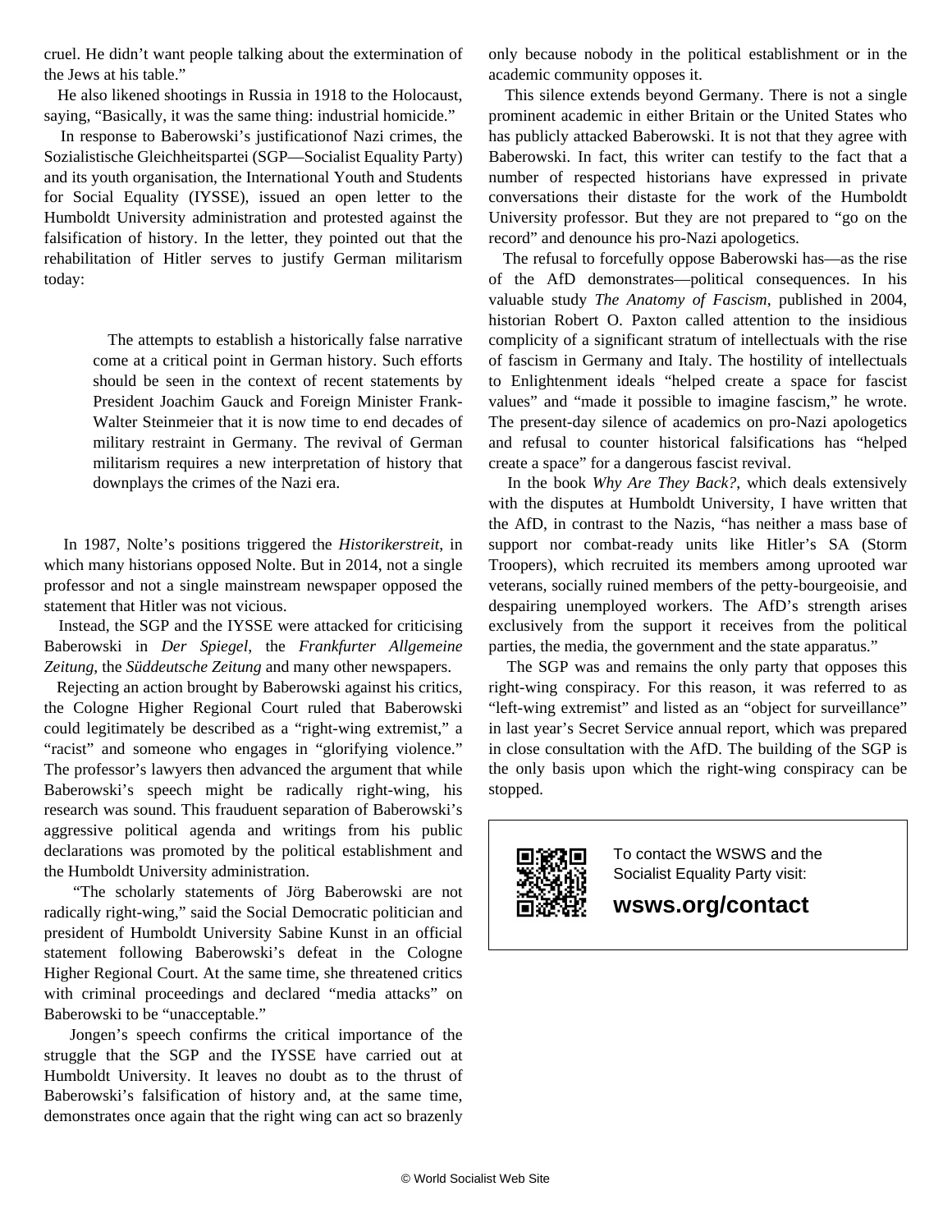cruel. He didn't want people talking about the extermination of the Jews at his table."

He also likened shootings in Russia in 1918 to the Holocaust, saying, "Basically, it was the same thing: industrial homicide."

In response to Baberowski's justificationof Nazi crimes, the Sozialistische Gleichheitspartei (SGP—Socialist Equality Party) and its youth organisation, the International Youth and Students for Social Equality (IYSSE), issued an open letter to the Humboldt University administration and protested against the falsification of history. In the letter, they pointed out that the rehabilitation of Hitler serves to justify German militarism today:

> The attempts to establish a historically false narrative come at a critical point in German history. Such efforts should be seen in the context of recent statements by President Joachim Gauck and Foreign Minister Frank-Walter Steinmeier that it is now time to end decades of military restraint in Germany. The revival of German militarism requires a new interpretation of history that downplays the crimes of the Nazi era.

In 1987, Nolte's positions triggered the *Historikerstreit*, in which many historians opposed Nolte. But in 2014, not a single professor and not a single mainstream newspaper opposed the statement that Hitler was not vicious.

Instead, the SGP and the IYSSE were attacked for criticising Baberowski in *Der Spiegel*, the *Frankfurter Allgemeine Zeitung*, the *Süddeutsche Zeitung* and many other newspapers.

Rejecting an action brought by Baberowski against his critics, the Cologne Higher Regional Court ruled that Baberowski could legitimately be described as a "right-wing extremist," a "racist" and someone who engages in "glorifying violence." The professor's lawyers then advanced the argument that while Baberowski's speech might be radically right-wing, his research was sound. This fraudulent separation of Baberowski's aggressive political agenda and writings from his public declarations was promoted by the political establishment and the Humboldt University administration.

"The scholarly statements of Jörg Baberowski are not radically right-wing," said the Social Democratic politician and president of Humboldt University Sabine Kunst in an official statement following Baberowski's defeat in the Cologne Higher Regional Court. At the same time, she threatened critics with criminal proceedings and declared "media attacks" on Baberowski to be "unacceptable."

Jongen's speech confirms the critical importance of the struggle that the SGP and the IYSSE have carried out at Humboldt University. It leaves no doubt as to the thrust of Baberowski's falsification of history and, at the same time, demonstrates once again that the right wing can act so brazenly only because nobody in the political establishment or in the academic community opposes it.

This silence extends beyond Germany. There is not a single prominent academic in either Britain or the United States who has publicly attacked Baberowski. It is not that they agree with Baberowski. In fact, this writer can testify to the fact that a number of respected historians have expressed in private conversations their distaste for the work of the Humboldt University professor. But they are not prepared to "go on the record" and denounce his pro-Nazi apologetics.

The refusal to forcefully oppose Baberowski has—as the rise of the AfD demonstrates—political consequences. In his valuable study *The Anatomy of Fascism*, published in 2004, historian Robert O. Paxton called attention to the insidious complicity of a significant stratum of intellectuals with the rise of fascism in Germany and Italy. The hostility of intellectuals to Enlightenment ideals "helped create a space for fascist values" and "made it possible to imagine fascism," he wrote. The present-day silence of academics on pro-Nazi apologetics and refusal to counter historical falsifications has "helped create a space" for a dangerous fascist revival.

In the book *Why Are They Back?*, which deals extensively with the disputes at Humboldt University, I have written that the AfD, in contrast to the Nazis, "has neither a mass base of support nor combat-ready units like Hitler's SA (Storm Troopers), which recruited its members among uprooted war veterans, socially ruined members of the petty-bourgeoisie, and despairing unemployed workers. The AfD's strength arises exclusively from the support it receives from the political parties, the media, the government and the state apparatus."

The SGP was and remains the only party that opposes this right-wing conspiracy. For this reason, it was referred to as "left-wing extremist" and listed as an "object for surveillance" in last year's Secret Service annual report, which was prepared in close consultation with the AfD. The building of the SGP is the only basis upon which the right-wing conspiracy can be stopped.

To contact the WSWS and the Socialist Equality Party visit:

**wsws.org/contact**